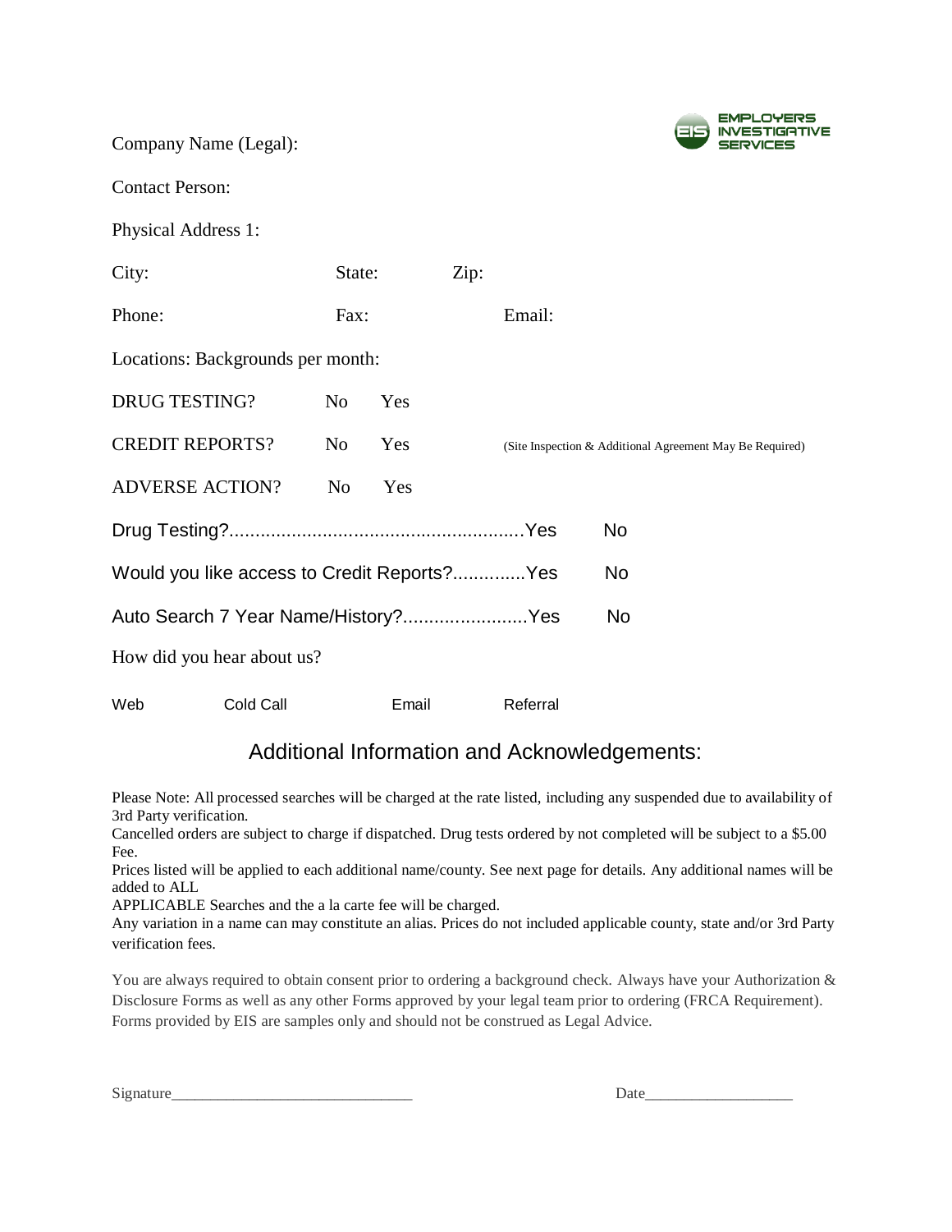EMPLOYERS INVESTIGATIVE SERVICES

Company Name (Legal):

Contact Person:

Physical Address 1:

City: State: Zip:

Phone: Fax: Email:

Locations: Backgrounds per month:

DRUG TESTING? No Yes

CREDIT REPORTS? No Yes (Site Inspection & Additional Agreement May Be Required)

ADVERSE ACTION? No Yes

Drug Testing?.........................................................Yes No

Would you like access to Credit Reports?.............Yes No

Auto Search 7 Year Name/History?........................Yes No

How did you hear about us?

Web Cold Call Email Referral

## Additional Information and Acknowledgements:

Please Note: All processed searches will be charged at the rate listed, including any suspended due to availability of 3rd Party verification.
Cancelled orders are subject to charge if dispatched. Drug tests ordered by not completed will be subject to a $5.00 Fee.
Prices listed will be applied to each additional name/county. See next page for details. Any additional names will be added to ALL
APPLICABLE Searches and the a la carte fee will be charged.
Any variation in a name can may constitute an alias. Prices do not included applicable county, state and/or 3rd Party verification fees.

You are always required to obtain consent prior to ordering a background check. Always have your Authorization & Disclosure Forms as well as any other Forms approved by your legal team prior to ordering (FRCA Requirement). Forms provided by EIS are samples only and should not be construed as Legal Advice.

Signature_______________________________ Date___________________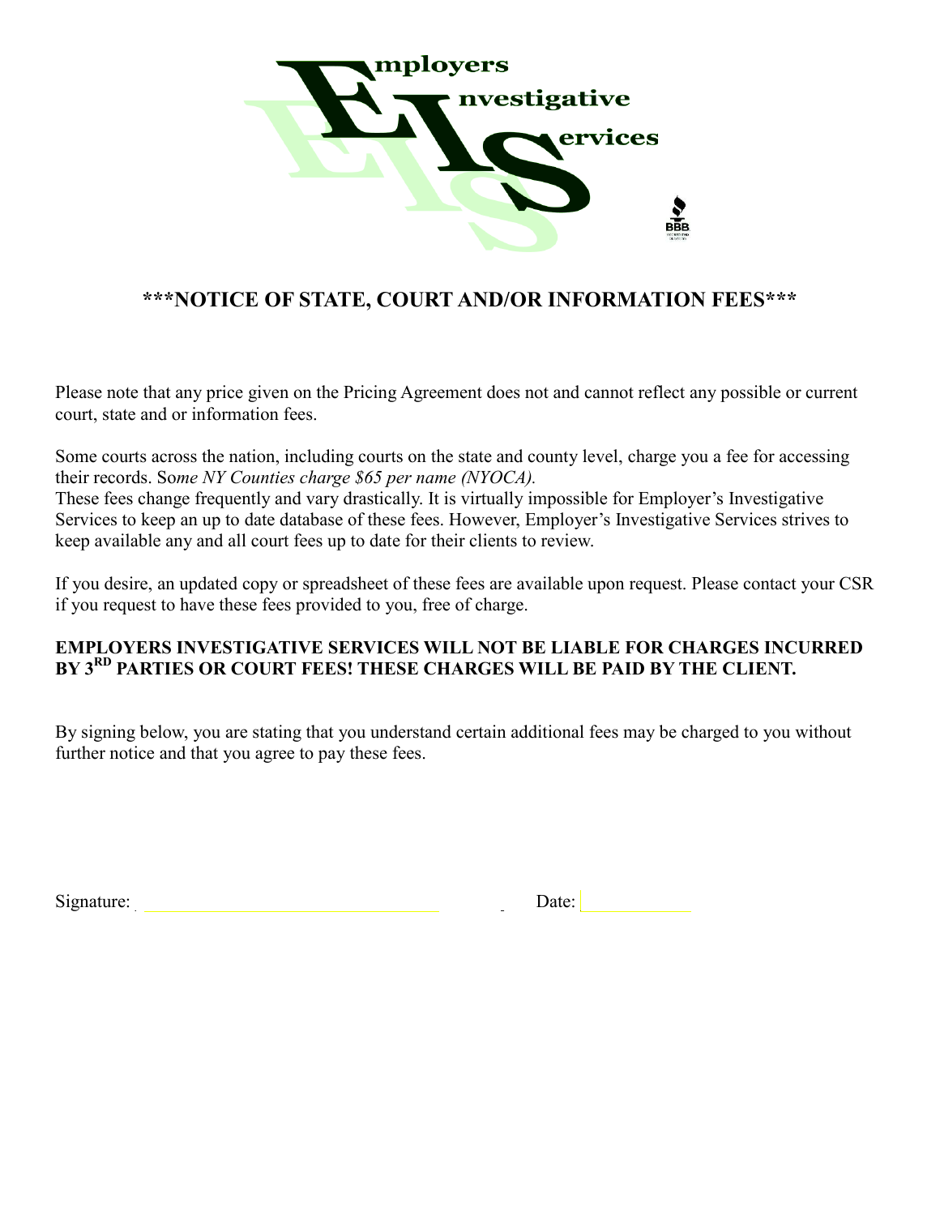Employers
Investigative
Services

# ***NOTICE OF STATE, COURT AND/OR INFORMATION FEES***

Please note that any price given on the Pricing Agreement does not and cannot reflect any possible or current court, state and or information fees.

Some courts across the nation, including courts on the state and county level, charge you a fee for accessing their records. So*me NY Counties charge $65 per name (NYOCA).*
These fees change frequently and vary drastically. It is virtually impossible for Employer's Investigative Services to keep an up to date database of these fees. However, Employer's Investigative Services strives to keep available any and all court fees up to date for their clients to review.

If you desire, an updated copy or spreadsheet of these fees are available upon request. Please contact your CSR if you request to have these fees provided to you, free of charge.

**EMPLOYERS INVESTIGATIVE SERVICES WILL NOT BE LIABLE FOR CHARGES INCURRED BY 3RD PARTIES OR COURT FEES! THESE CHARGES WILL BE PAID BY THE CLIENT.**

By signing below, you are stating that you understand certain additional fees may be charged to you without further notice and that you agree to pay these fees.

Signature: ______________________________ Date: __________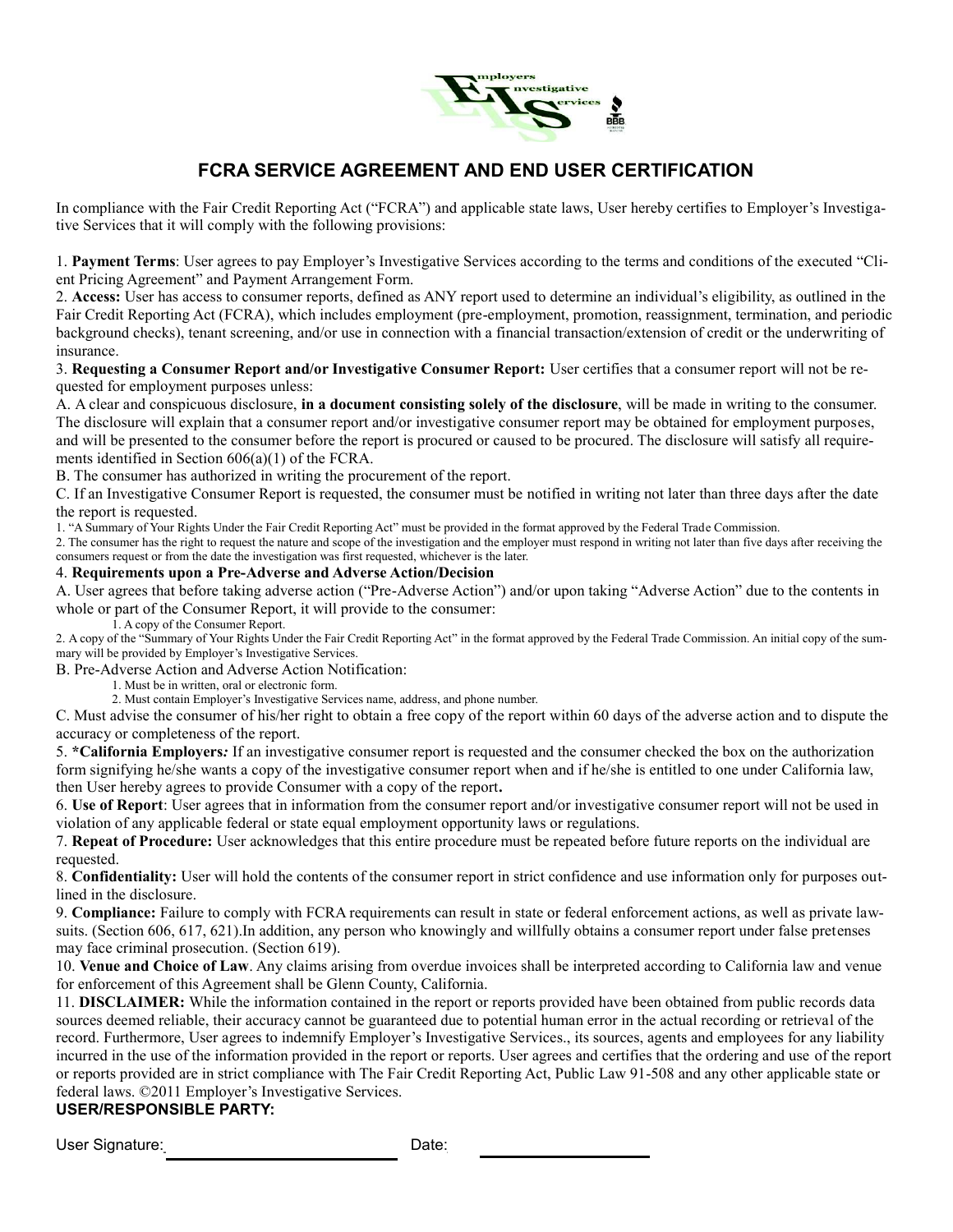# FCRA SERVICE AGREEMENT AND END USER CERTIFICATION

In compliance with the Fair Credit Reporting Act ("FCRA") and applicable state laws, User hereby certifies to Employer's Investigative Services that it will comply with the following provisions:

1. **Payment Terms**: User agrees to pay Employer's Investigative Services according to the terms and conditions of the executed "Client Pricing Agreement" and Payment Arrangement Form.
2. **Access:** User has access to consumer reports, defined as ANY report used to determine an individual's eligibility, as outlined in the Fair Credit Reporting Act (FCRA), which includes employment (pre-employment, promotion, reassignment, termination, and periodic background checks), tenant screening, and/or use in connection with a financial transaction/extension of credit or the underwriting of insurance.
3. **Requesting a Consumer Report and/or Investigative Consumer Report:** User certifies that a consumer report will not be requested for employment purposes unless:

A. A clear and conspicuous disclosure, **in a document consisting solely of the disclosure**, will be made in writing to the consumer. The disclosure will explain that a consumer report and/or investigative consumer report may be obtained for employment purposes, and will be presented to the consumer before the report is procured or caused to be procured. The disclosure will satisfy all requirements identified in Section 606(a)(1) of the FCRA.

B. The consumer has authorized in writing the procurement of the report.

C. If an Investigative Consumer Report is requested, the consumer must be notified in writing not later than three days after the date the report is requested.

1. "A Summary of Your Rights Under the Fair Credit Reporting Act" must be provided in the format approved by the Federal Trade Commission.
2. The consumer has the right to request the nature and scope of the investigation and the employer must respond in writing not later than five days after receiving the consumers request or from the date the investigation was first requested, whichever is the later.

4. **Requirements upon a Pre-Adverse and Adverse Action/Decision**

A. User agrees that before taking adverse action ("Pre-Adverse Action") and/or upon taking "Adverse Action" due to the contents in whole or part of the Consumer Report, it will provide to the consumer:

1. A copy of the Consumer Report.
2. A copy of the "Summary of Your Rights Under the Fair Credit Reporting Act" in the format approved by the Federal Trade Commission. An initial copy of the summary will be provided by Employer's Investigative Services.

B. Pre-Adverse Action and Adverse Action Notification:

1. Must be in written, oral or electronic form.
2. Must contain Employer's Investigative Services name, address, and phone number.

C. Must advise the consumer of his/her right to obtain a free copy of the report within 60 days of the adverse action and to dispute the accuracy or completeness of the report.

5. ***California Employers*:** If an investigative consumer report is requested and the consumer checked the box on the authorization form signifying he/she wants a copy of the investigative consumer report when and if he/she is entitled to one under California law, then User hereby agrees to provide Consumer with a copy of the report**.**
6. **Use of Report**: User agrees that in information from the consumer report and/or investigative consumer report will not be used in violation of any applicable federal or state equal employment opportunity laws or regulations.
7. **Repeat of Procedure:** User acknowledges that this entire procedure must be repeated before future reports on the individual are requested.
8. **Confidentiality:** User will hold the contents of the consumer report in strict confidence and use information only for purposes outlined in the disclosure.
9. **Compliance:** Failure to comply with FCRA requirements can result in state or federal enforcement actions, as well as private lawsuits. (Section 606, 617, 621).In addition, any person who knowingly and willfully obtains a consumer report under false pretenses may face criminal prosecution. (Section 619).
10. **Venue and Choice of Law**. Any claims arising from overdue invoices shall be interpreted according to California law and venue for enforcement of this Agreement shall be Glenn County, California.
11. **DISCLAIMER:** While the information contained in the report or reports provided have been obtained from public records data sources deemed reliable, their accuracy cannot be guaranteed due to potential human error in the actual recording or retrieval of the record. Furthermore, User agrees to indemnify Employer's Investigative Services., its sources, agents and employees for any liability incurred in the use of the information provided in the report or reports. User agrees and certifies that the ordering and use of the report or reports provided are in strict compliance with The Fair Credit Reporting Act, Public Law 91-508 and any other applicable state or federal laws. ©2011 Employer's Investigative Services.

**USER/RESPONSIBLE PARTY:**

User Signature: ______________________________ Date: ______________________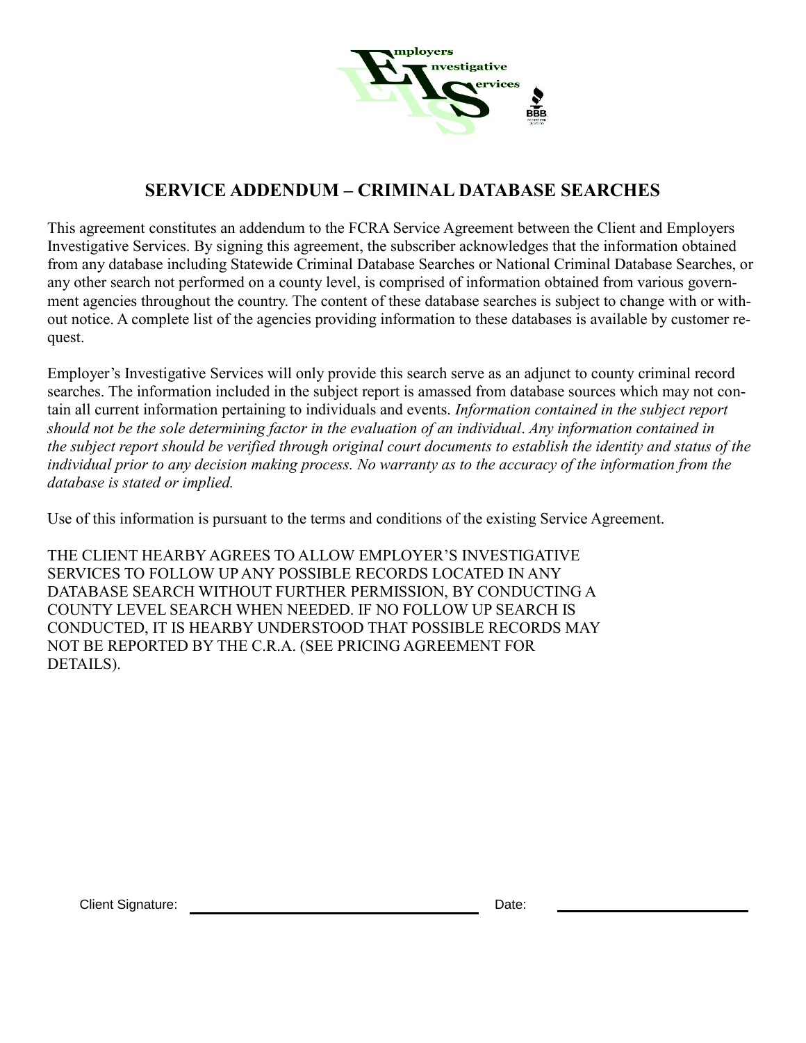Employers Investigative Services

## SERVICE ADDENDUM – CRIMINAL DATABASE SEARCHES

This agreement constitutes an addendum to the FCRA Service Agreement between the Client and Employers Investigative Services. By signing this agreement, the subscriber acknowledges that the information obtained from any database including Statewide Criminal Database Searches or National Criminal Database Searches, or any other search not performed on a county level, is comprised of information obtained from various government agencies throughout the country. The content of these database searches is subject to change with or without notice. A complete list of the agencies providing information to these databases is available by customer request.

Employer's Investigative Services will only provide this search serve as an adjunct to county criminal record searches. The information included in the subject report is amassed from database sources which may not contain all current information pertaining to individuals and events. *Information contained in the subject report should not be the sole determining factor in the evaluation of an individual*. *Any information contained in the subject report should be verified through original court documents to establish the identity and status of the individual prior to any decision making process. No warranty as to the accuracy of the information from the database is stated or implied.*

Use of this information is pursuant to the terms and conditions of the existing Service Agreement.

THE CLIENT HEARBY AGREES TO ALLOW EMPLOYER'S INVESTIGATIVE SERVICES TO FOLLOW UP ANY POSSIBLE RECORDS LOCATED IN ANY DATABASE SEARCH WITHOUT FURTHER PERMISSION, BY CONDUCTING A COUNTY LEVEL SEARCH WHEN NEEDED. IF NO FOLLOW UP SEARCH IS CONDUCTED, IT IS HEARBY UNDERSTOOD THAT POSSIBLE RECORDS MAY NOT BE REPORTED BY THE C.R.A. (SEE PRICING AGREEMENT FOR DETAILS).

Client Signature: ______________________________ Date: ____________________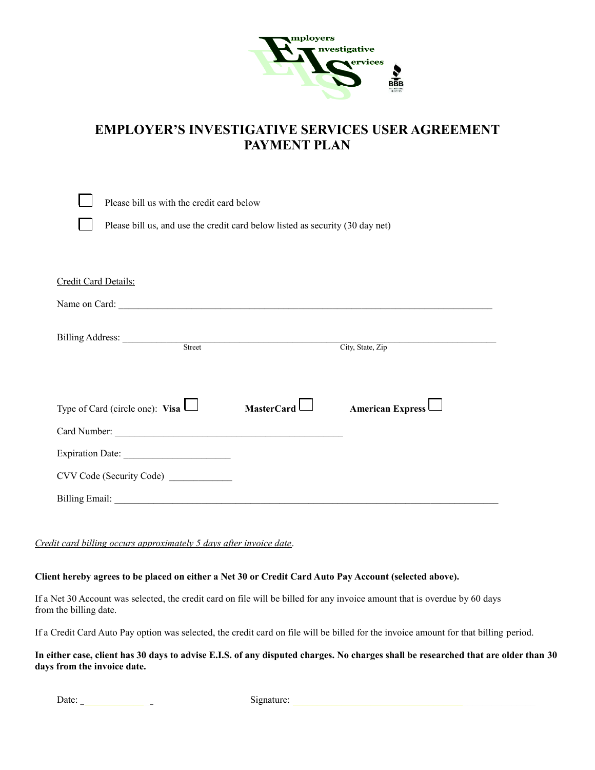# EMPLOYER'S INVESTIGATIVE SERVICES USER AGREEMENT PAYMENT PLAN

☐ Please bill us with the credit card below

☐ Please bill us, and use the credit card below listed as security (30 day net)

Credit Card Details:

Name on Card: ______________________________________________________________________________

Billing Address: ______________________________________________________________________________
Street City, State, Zip

Type of Card (circle one): **Visa** ☐ **MasterCard** ☐ **American Express** ☐

Card Number: _______________________________________________

Expiration Date: ______________________

CVV Code (Security Code) _____________

Billing Email: ______________________________________________________________________________

*Credit card billing occurs approximately 5 days after invoice date*.

**Client hereby agrees to be placed on either a Net 30 or Credit Card Auto Pay Account (selected above).**

If a Net 30 Account was selected, the credit card on file will be billed for any invoice amount that is overdue by 60 days from the billing date.

If a Credit Card Auto Pay option was selected, the credit card on file will be billed for the invoice amount for that billing period.

**In either case, client has 30 days to advise E.I.S. of any disputed charges. No charges shall be researched that are older than 30 days from the invoice date.**

Date: ______________ Signature: ______________________________________